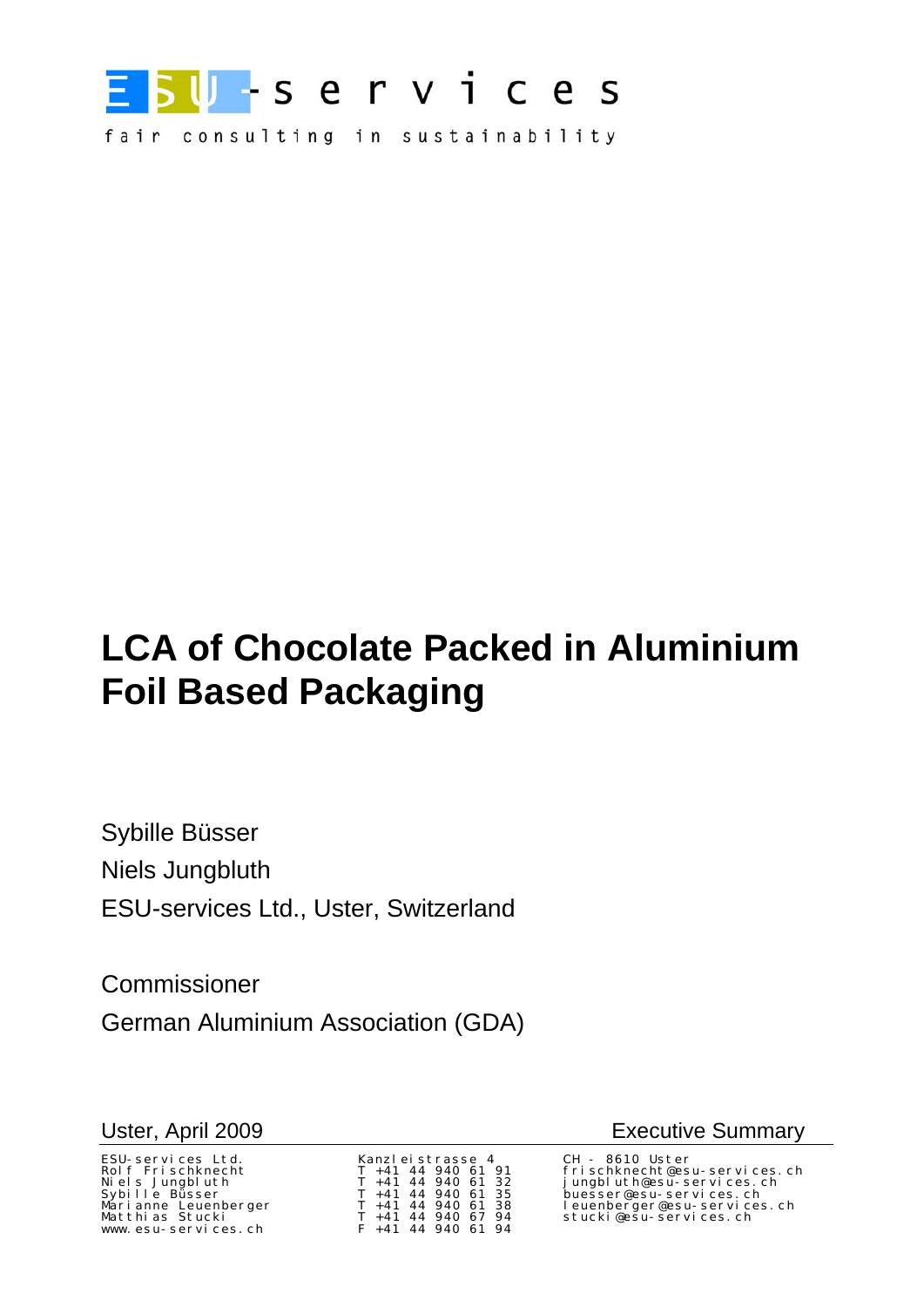ESU-services

fair consulting in sustainability

# LCA of Chocolate Packed in Aluminium Foil Based Packaging

Sybille Büsser

Niels Jungbluth

ESU-services Ltd., Uster, Switzerland

Commissioner

German Aluminium Association (GDA)

Uster, April 2009

Executive Summary

| | | |
|---|---|---|
| ESU-services Ltd. | Kanzleistrasse 4 | CH - 8610 Uster |
| Rolf Frischknecht | T +41 44 940 61 91 | frischknecht@esu-services.ch |
| Niels Jungbluth | T +41 44 940 61 32 | jungbluth@esu-services.ch |
| Sybille Büsser | T +41 44 940 61 35 | buesser@esu-services.ch |
| Marianne Leuenberger | T +41 44 940 61 38 | leuenberger@esu-services.ch |
| Matthias Stucki | T +41 44 940 67 94 | stucki@esu-services.ch |
| www.esu-services.ch | F +41 44 940 61 94 | |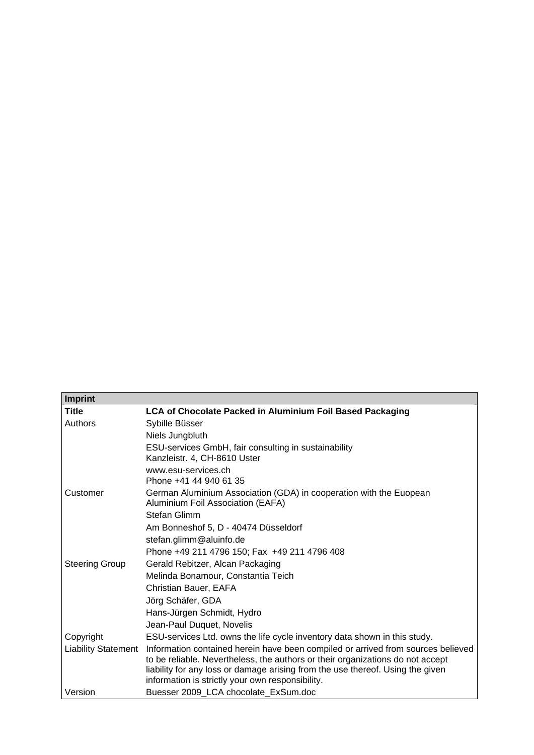| Imprint | |
|---|---|
| **Title** | **LCA of Chocolate Packed in Aluminium Foil Based Packaging** |
| Authors | Sybille Büsser |
| | Niels Jungbluth |
| | ESU-services GmbH, fair consulting in sustainability<br>Kanzleistr. 4, CH-8610 Uster |
| | www.esu-services.ch<br>Phone +41 44 940 61 35 |
| Customer | German Aluminium Association (GDA) in cooperation with the Euopean Aluminium Foil Association (EAFA) |
| | Stefan Glimm |
| | Am Bonneshof 5, D - 40474 Düsseldorf |
| | stefan.glimm@aluinfo.de |
| | Phone +49 211 4796 150; Fax +49 211 4796 408 |
| Steering Group | Gerald Rebitzer, Alcan Packaging |
| | Melinda Bonamour, Constantia Teich |
| | Christian Bauer, EAFA |
| | Jörg Schäfer, GDA |
| | Hans-Jürgen Schmidt, Hydro |
| | Jean-Paul Duquet, Novelis |
| Copyright | ESU-services Ltd. owns the life cycle inventory data shown in this study. |
| Liability Statement | Information contained herein have been compiled or arrived from sources believed to be reliable. Nevertheless, the authors or their organizations do not accept liability for any loss or damage arising from the use thereof. Using the given information is strictly your own responsibility. |
| Version | Buesser 2009_LCA chocolate_ExSum.doc |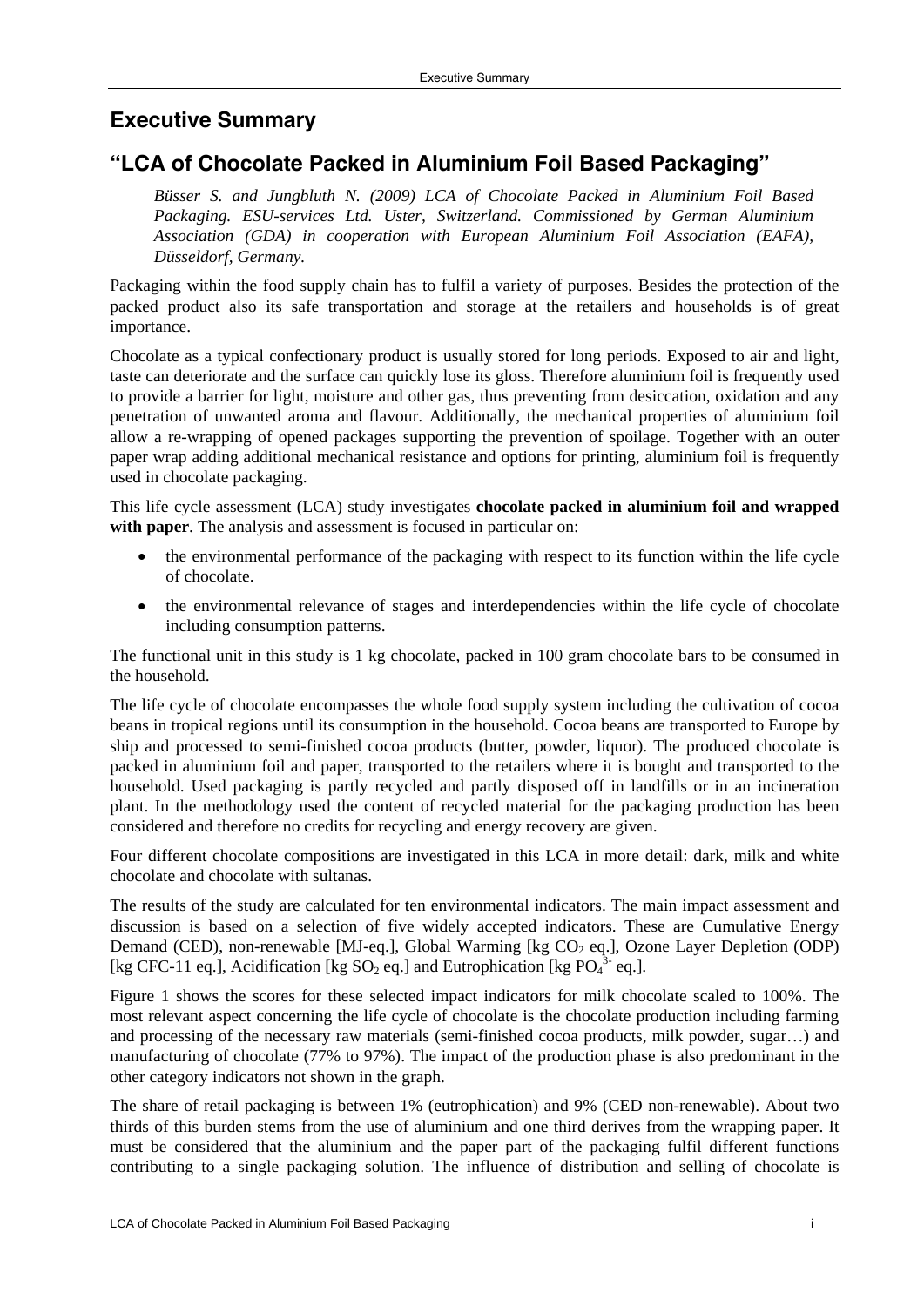# Executive Summary

## "LCA of Chocolate Packed in Aluminium Foil Based Packaging"

*Büsser S. and Jungbluth N. (2009) LCA of Chocolate Packed in Aluminium Foil Based Packaging. ESU-services Ltd. Uster, Switzerland. Commissioned by German Aluminium Association (GDA) in cooperation with European Aluminium Foil Association (EAFA), Düsseldorf, Germany.*

Packaging within the food supply chain has to fulfil a variety of purposes. Besides the protection of the packed product also its safe transportation and storage at the retailers and households is of great importance.

Chocolate as a typical confectionary product is usually stored for long periods. Exposed to air and light, taste can deteriorate and the surface can quickly lose its gloss. Therefore aluminium foil is frequently used to provide a barrier for light, moisture and other gas, thus preventing from desiccation, oxidation and any penetration of unwanted aroma and flavour. Additionally, the mechanical properties of aluminium foil allow a re-wrapping of opened packages supporting the prevention of spoilage. Together with an outer paper wrap adding additional mechanical resistance and options for printing, aluminium foil is frequently used in chocolate packaging.

This life cycle assessment (LCA) study investigates **chocolate packed in aluminium foil and wrapped with paper**. The analysis and assessment is focused in particular on:

- the environmental performance of the packaging with respect to its function within the life cycle of chocolate.
- the environmental relevance of stages and interdependencies within the life cycle of chocolate including consumption patterns.

The functional unit in this study is 1 kg chocolate, packed in 100 gram chocolate bars to be consumed in the household.

The life cycle of chocolate encompasses the whole food supply system including the cultivation of cocoa beans in tropical regions until its consumption in the household. Cocoa beans are transported to Europe by ship and processed to semi-finished cocoa products (butter, powder, liquor). The produced chocolate is packed in aluminium foil and paper, transported to the retailers where it is bought and transported to the household. Used packaging is partly recycled and partly disposed off in landfills or in an incineration plant. In the methodology used the content of recycled material for the packaging production has been considered and therefore no credits for recycling and energy recovery are given.

Four different chocolate compositions are investigated in this LCA in more detail: dark, milk and white chocolate and chocolate with sultanas.

The results of the study are calculated for ten environmental indicators. The main impact assessment and discussion is based on a selection of five widely accepted indicators. These are Cumulative Energy Demand (CED), non-renewable [MJ-eq.], Global Warming [kg $CO_2$ eq.], Ozone Layer Depletion (ODP) [kg CFC-11 eq.], Acidification [kg $SO_2$ eq.] and Eutrophication [kg $PO_4^{3-}$ eq.].

Figure 1 shows the scores for these selected impact indicators for milk chocolate scaled to 100%. The most relevant aspect concerning the life cycle of chocolate is the chocolate production including farming and processing of the necessary raw materials (semi-finished cocoa products, milk powder, sugar…) and manufacturing of chocolate (77% to 97%). The impact of the production phase is also predominant in the other category indicators not shown in the graph.

The share of retail packaging is between 1% (eutrophication) and 9% (CED non-renewable). About two thirds of this burden stems from the use of aluminium and one third derives from the wrapping paper. It must be considered that the aluminium and the paper part of the packaging fulfil different functions contributing to a single packaging solution. The influence of distribution and selling of chocolate is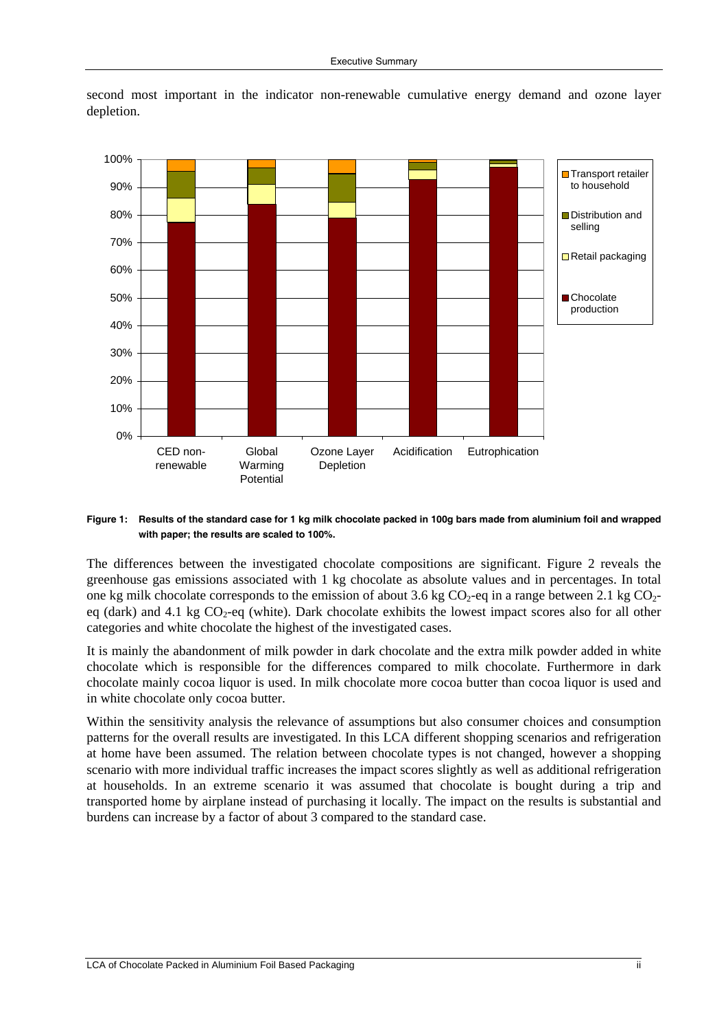second most important in the indicator non-renewable cumulative energy demand and ozone layer depletion.

**Figure 1: Results of the standard case for 1 kg milk chocolate packed in 100g bars made from aluminium foil and wrapped with paper; the results are scaled to 100%.**

The differences between the investigated chocolate compositions are significant. Figure 2 reveals the greenhouse gas emissions associated with 1 kg chocolate as absolute values and in percentages. In total one kg milk chocolate corresponds to the emission of about 3.6 kg $CO_2$-eq in a range between 2.1 kg $CO_2$-eq (dark) and 4.1 kg $CO_2$-eq (white). Dark chocolate exhibits the lowest impact scores also for all other categories and white chocolate the highest of the investigated cases.

It is mainly the abandonment of milk powder in dark chocolate and the extra milk powder added in white chocolate which is responsible for the differences compared to milk chocolate. Furthermore in dark chocolate mainly cocoa liquor is used. In milk chocolate more cocoa butter than cocoa liquor is used and in white chocolate only cocoa butter.

Within the sensitivity analysis the relevance of assumptions but also consumer choices and consumption patterns for the overall results are investigated. In this LCA different shopping scenarios and refrigeration at home have been assumed. The relation between chocolate types is not changed, however a shopping scenario with more individual traffic increases the impact scores slightly as well as additional refrigeration at households. In an extreme scenario it was assumed that chocolate is bought during a trip and transported home by airplane instead of purchasing it locally. The impact on the results is substantial and burdens can increase by a factor of about 3 compared to the standard case.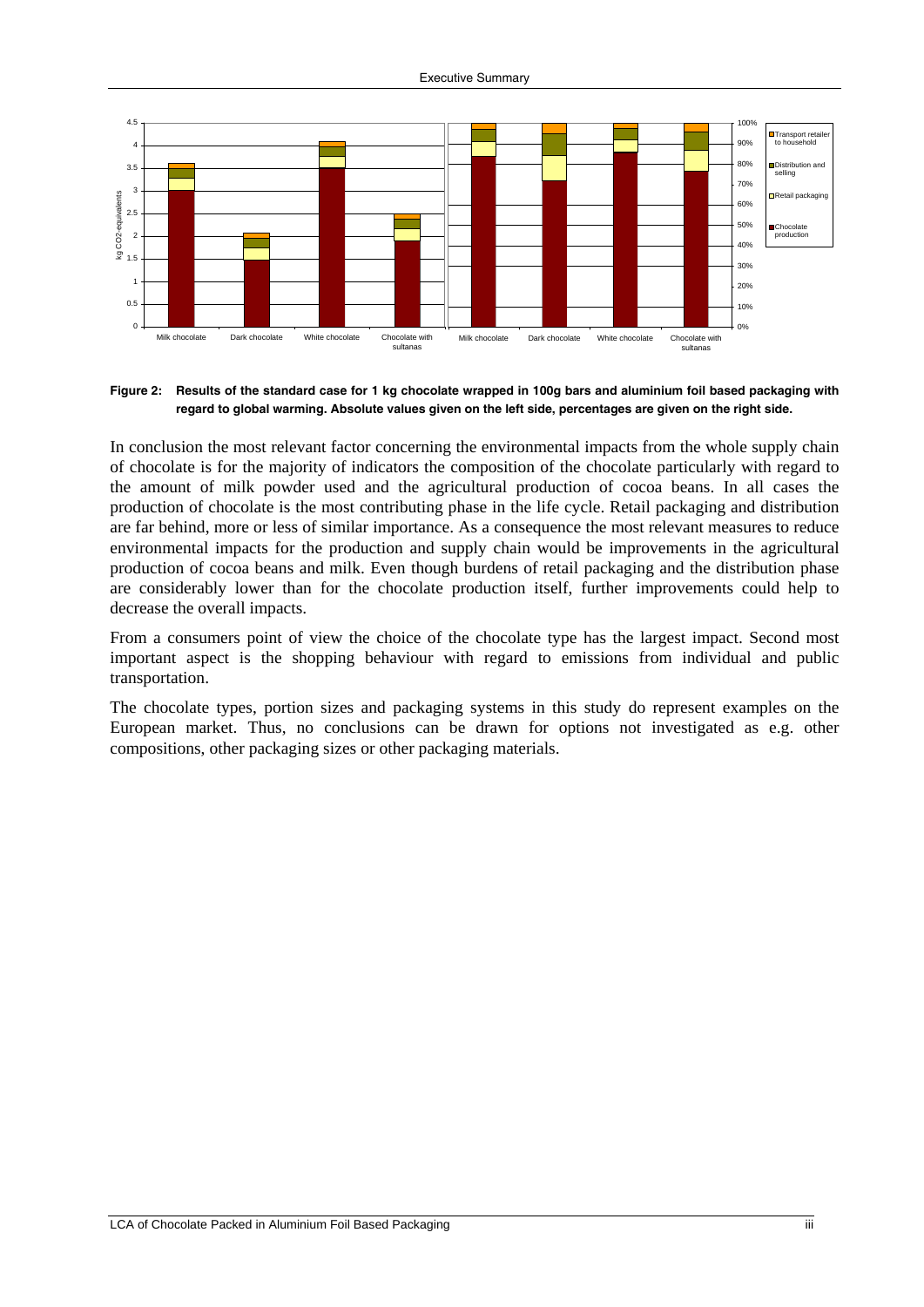4.5
4
3.5
3
2.5
2
1.5
1
0.5
0

kg CO2-equivalents

Milk chocolate
Dark chocolate
White chocolate
Chocolate with sultanas

100%
90%
80%
70%
60%
50%
40%
30%
20%
10%
0%

Milk chocolate
Dark chocolate
White chocolate
Chocolate with sultanas

Transport retailer to household
Distribution and selling
Retail packaging
Chocolate production

**Figure 2: Results of the standard case for 1 kg chocolate wrapped in 100g bars and aluminium foil based packaging with regard to global warming. Absolute values given on the left side, percentages are given on the right side.**

In conclusion the most relevant factor concerning the environmental impacts from the whole supply chain of chocolate is for the majority of indicators the composition of the chocolate particularly with regard to the amount of milk powder used and the agricultural production of cocoa beans. In all cases the production of chocolate is the most contributing phase in the life cycle. Retail packaging and distribution are far behind, more or less of similar importance. As a consequence the most relevant measures to reduce environmental impacts for the production and supply chain would be improvements in the agricultural production of cocoa beans and milk. Even though burdens of retail packaging and the distribution phase are considerably lower than for the chocolate production itself, further improvements could help to decrease the overall impacts.

From a consumers point of view the choice of the chocolate type has the largest impact. Second most important aspect is the shopping behaviour with regard to emissions from individual and public transportation.

The chocolate types, portion sizes and packaging systems in this study do represent examples on the European market. Thus, no conclusions can be drawn for options not investigated as e.g. other compositions, other packaging sizes or other packaging materials.